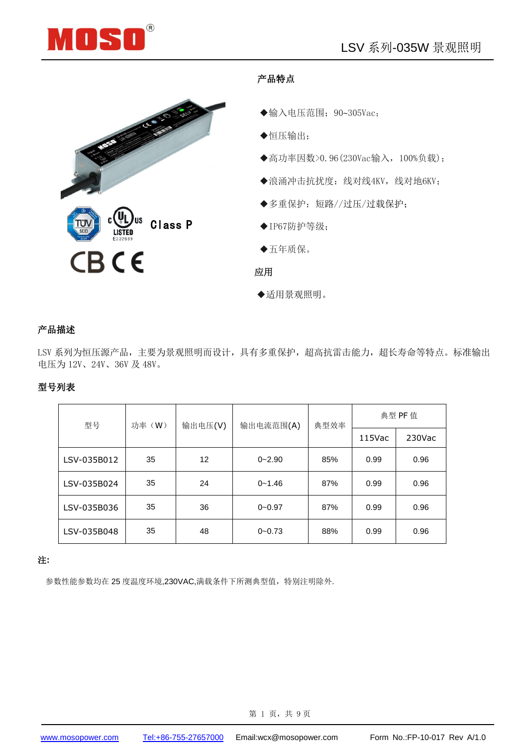# LSV 系列-035W 景观照明

Class P

## 产品特点

◆输入电压范围：90~305Vac；

◆恒压输出；

◆高功率因数>0.96(230Vac输入，100%负载)；

◆浪涌冲击抗扰度：线对线4KV，线对地6KV；

◆多重保护：短路//过压/过载保护；

◆IP67防护等级；

◆五年质保。

## 应用

◆适用景观照明。

## 产品描述

LSV 系列为恒压源产品，主要为景观照明而设计，具有多重保护，超高抗雷击能力，超长寿命等特点。标准输出电压为 12V、24V、36V 及 48V。

## 型号列表

| 型号 | 功率（W） | 输出电压(V) | 输出电流范围(A) | 典型效率 | 典型 PF 值 | |
|---|---|---|---|---|---|---|
| | | | | | 115Vac | 230Vac |
| LSV-035B012 | 35 | 12 | 0~2.90 | 85% | 0.99 | 0.96 |
| LSV-035B024 | 35 | 24 | 0~1.46 | 87% | 0.99 | 0.96 |
| LSV-035B036 | 35 | 36 | 0~0.97 | 87% | 0.99 | 0.96 |
| LSV-035B048 | 35 | 48 | 0~0.73 | 88% | 0.99 | 0.96 |

**注:**

参数性能参数均在 25 度温度环境,230VAC,满载条件下所测典型值，特别注明除外.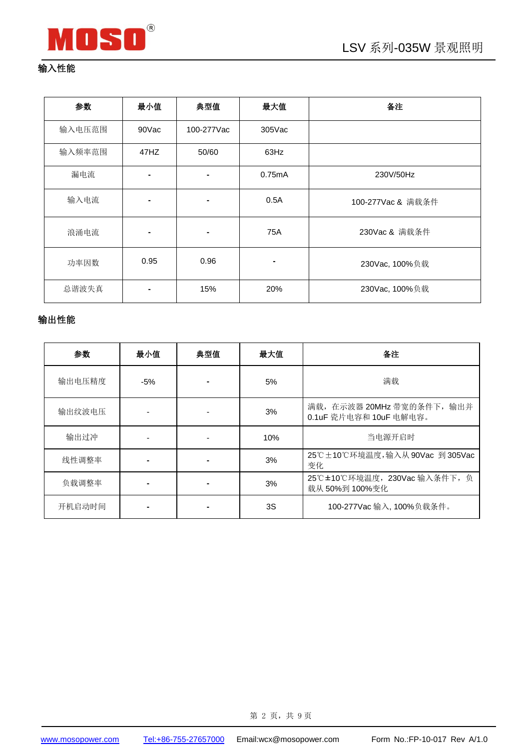## 输入性能

| 参数 | 最小值 | 典型值 | 最大值 | 备注 |
|---|---|---|---|---|
| 输入电压范围 | 90Vac | 100-277Vac | 305Vac | |
| 输入频率范围 | 47HZ | 50/60 | 63Hz | |
| 漏电流 | - | - | 0.75mA | 230V/50Hz |
| 输入电流 | - | - | 0.5A | 100-277Vac & 满载条件 |
| 浪涌电流 | - | - | 75A | 230Vac & 满载条件 |
| 功率因数 | 0.95 | 0.96 | - | 230Vac, 100%负载 |
| 总谐波失真 | - | 15% | 20% | 230Vac, 100%负载 |

## 输出性能

| 参数 | 最小值 | 典型值 | 最大值 | 备注 |
|---|---|---|---|---|
| 输出电压精度 | -5% | - | 5% | 满载 |
| 输出纹波电压 | - | - | 3% | 满载，在示波器 20MHz 带宽的条件下，输出并 0.1uF 瓷片电容和 10uF 电解电容。 |
| 输出过冲 | - | - | 10% | 当电源开启时 |
| 线性调整率 | - | - | 3% | 25℃±10℃环境温度,输入从 90Vac 到 305Vac 变化 |
| 负载调整率 | - | - | 3% | 25℃±10℃环境温度，230Vac 输入条件下，负载从 50%到 100%变化 |
| 开机启动时间 | - | - | 3S | 100-277Vac 输入, 100%负载条件。 |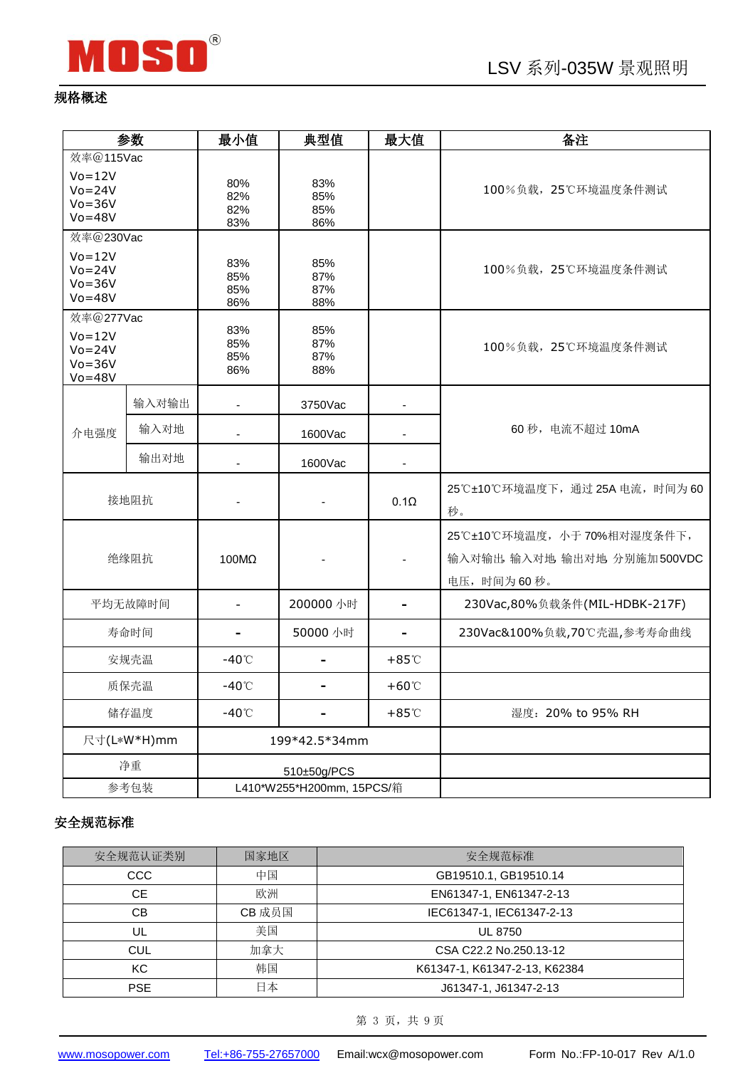## 规格概述

| 参数 | | 最小值 | 典型值 | 最大值 | 备注 |
|---|---|---|---|---|---|
| 效率@115Vac<br>Vo=12V<br>Vo=24V<br>Vo=36V<br>Vo=48V | | 80%<br>82%<br>82%<br>83% | 83%<br>85%<br>85%<br>86% | | 100%负载，25℃环境温度条件测试 |
| 效率@230Vac<br>Vo=12V<br>Vo=24V<br>Vo=36V<br>Vo=48V | | 83%<br>85%<br>85%<br>86% | 85%<br>87%<br>87%<br>88% | | 100%负载，25℃环境温度条件测试 |
| 效率@277Vac<br>Vo=12V<br>Vo=24V<br>Vo=36V<br>Vo=48V | | 83%<br>85%<br>85%<br>86% | 85%<br>87%<br>87%<br>88% | | 100%负载，25℃环境温度条件测试 |
| 介电强度 | 输入对输出 | - | 3750Vac | - | 60 秒，电流不超过 10mA |
| | 输入对地 | - | 1600Vac | - | |
| | 输出对地 | - | 1600Vac | - | |
| 接地阻抗 | | - | - | 0.1Ω | 25℃±10℃环境温度下，通过 25A 电流，时间为 60 秒。 |
| 绝缘阻抗 | | 100MΩ | - | - | 25℃±10℃环境温度，小于 70%相对湿度条件下，输入对输出, 输入对地, 输出对地, 分别施加 500VDC 电压，时间为 60 秒。 |
| 平均无故障时间 | | - | 200000 小时 | - | 230Vac,80%负载条件(MIL-HDBK-217F) |
| 寿命时间 | | - | 50000 小时 | - | 230Vac&100%负载,70℃壳温,参考寿命曲线 |
| 安规壳温 | | -40℃ | - | +85℃ | |
| 质保壳温 | | -40℃ | - | +60℃ | |
| 储存温度 | | -40℃ | - | +85℃ | 湿度：20% to 95% RH |
| 尺寸(L*W*H)mm | | 199*42.5*34mm | | | |
| 净重 | | 510±50g/PCS | | | |
| 参考包装 | | L410*W255*H200mm, 15PCS/箱 | | | |

## 安全规范标准

| 安全规范认证类别 | 国家地区 | 安全规范标准 |
|---|---|---|
| CCC | 中国 | GB19510.1, GB19510.14 |
| CE | 欧洲 | EN61347-1, EN61347-2-13 |
| CB | CB 成员国 | IEC61347-1, IEC61347-2-13 |
| UL | 美国 | UL 8750 |
| CUL | 加拿大 | CSA C22.2 No.250.13-12 |
| KC | 韩国 | K61347-1, K61347-2-13, K62384 |
| PSE | 日本 | J61347-1, J61347-2-13 |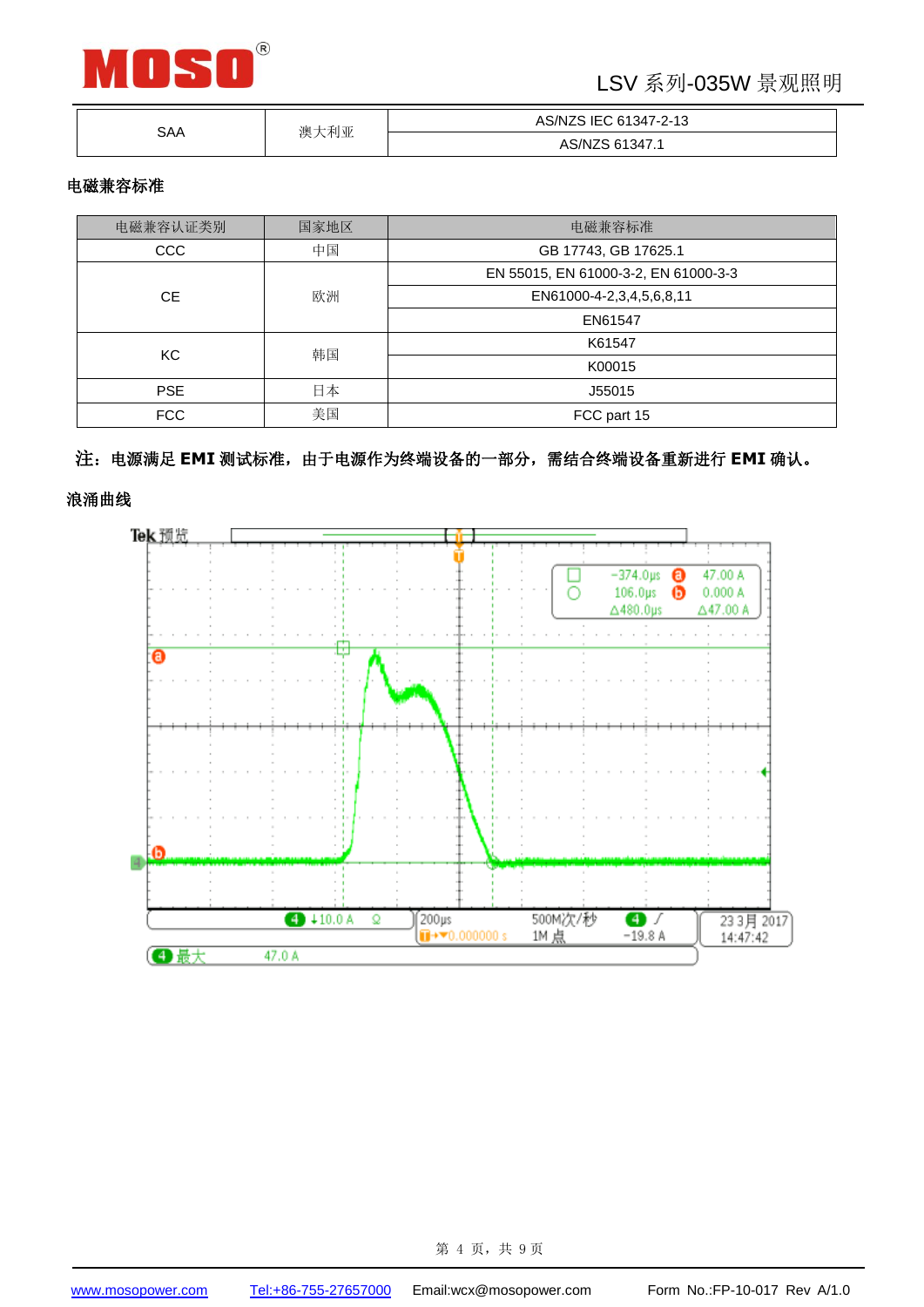| SAA | 澳大利亚 | AS/NZS IEC 61347-2-13 |
| --- | --- | --- |
| | | AS/NZS 61347.1 |

**电磁兼容标准**

| 电磁兼容认证类别 | 国家地区 | 电磁兼容标准 |
| --- | --- | --- |
| CCC | 中国 | GB 17743, GB 17625.1 |
| CE | 欧洲 | EN 55015, EN 61000-3-2, EN 61000-3-3 |
| | | EN61000-4-2,3,4,5,6,8,11 |
| | | EN61547 |
| KC | 韩国 | K61547 |
| | | K00015 |
| PSE | 日本 | J55015 |
| FCC | 美国 | FCC part 15 |

**注：电源满足 EMI 测试标准，由于电源作为终端设备的一部分，需结合终端设备重新进行 EMI 确认。**

**浪涌曲线**

Tek 预览

-374.0μs a 47.00 A
106.0μs b 0.000 A
Δ480.0μs Δ47.00 A

4 ↓10.0 A Ω | 200μs | T→▼0.000000 s | 500M次/秒 1M 点 | 4 ∫ -19.8 A | 23 3月 2017 14:47:42

4 最大 47.0 A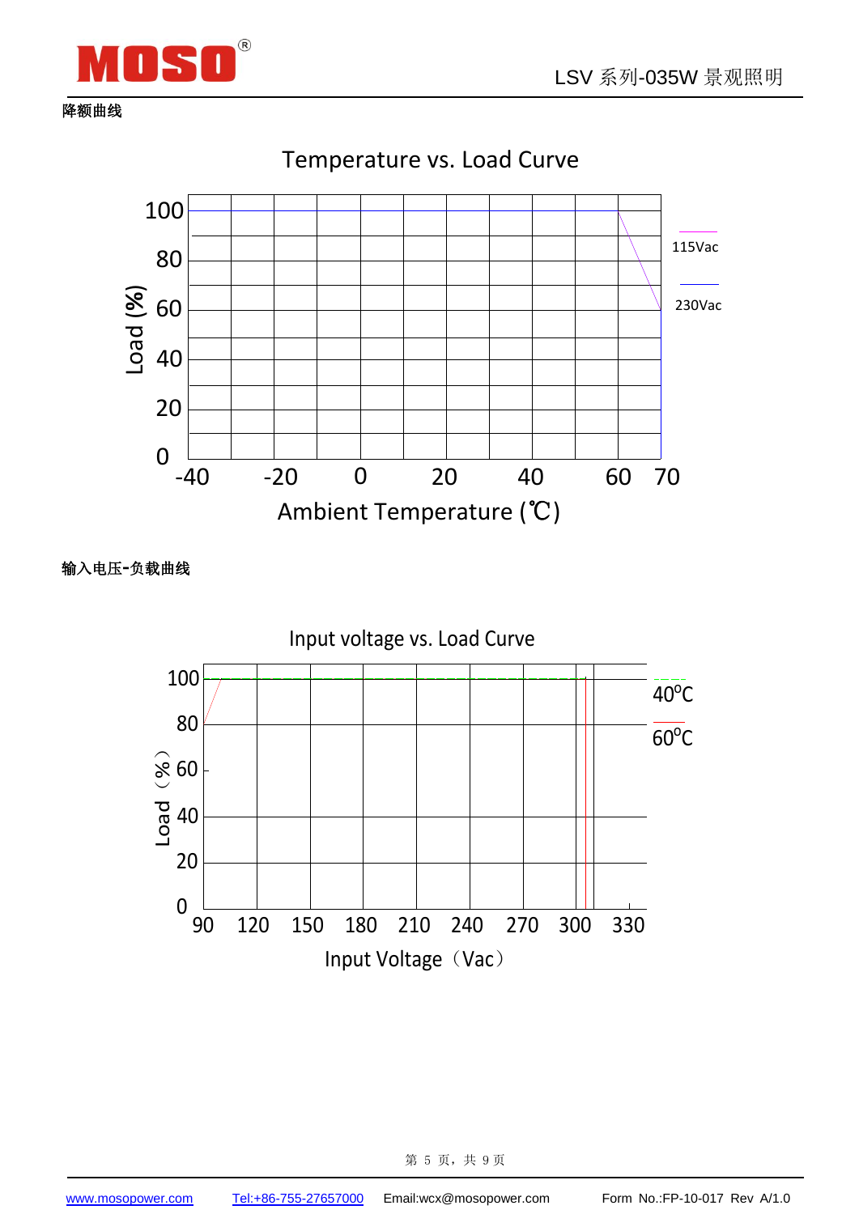**降额曲线**

Temperature vs. Load Curve

Load (%): 100, 80, 60, 40, 20, 0

Ambient Temperature (℃): -40, -20, 0, 20, 40, 60, 70

115Vac

230Vac

**输入电压-负载曲线**

Input voltage vs. Load Curve

Load（%）: 100, 80, 60, 40, 20, 0

Input Voltage（Vac）: 90, 120, 150, 180, 210, 240, 270, 300, 330

$40^oC$

$60^oC$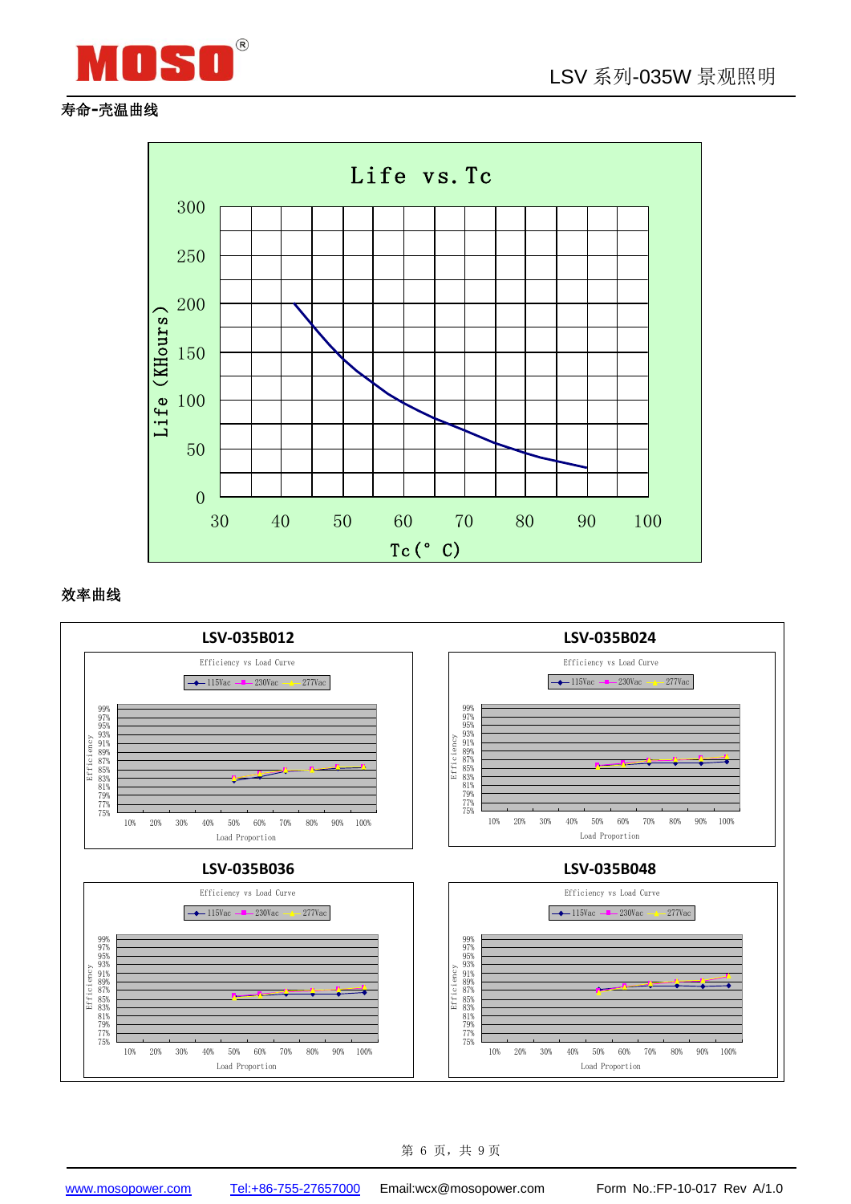寿命-壳温曲线

Life vs. Tc

Life (KHours)

Tc(° C)

效率曲线

LSV-035B012

Efficiency vs Load Curve

115Vac 230Vac 277Vac

Efficiency

Load Proportion

LSV-035B024

Efficiency vs Load Curve

115Vac 230Vac 277Vac

Efficiency

Load Proportion

LSV-035B036

Efficiency vs Load Curve

115Vac 230Vac 277Vac

Efficiency

Load Proportion

LSV-035B048

Efficiency vs Load Curve

115Vac 230Vac 277Vac

Efficiency

Load Proportion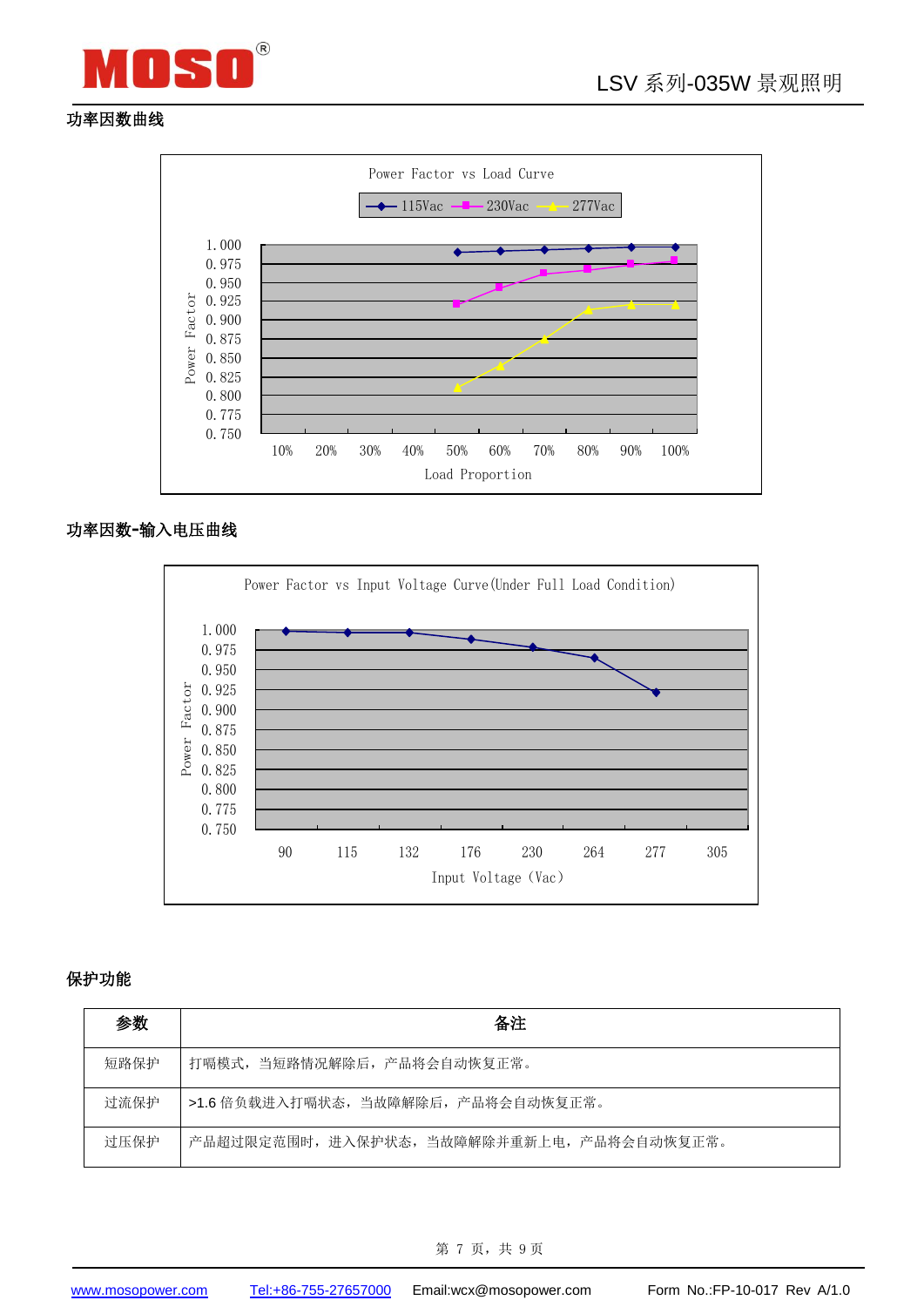## 功率因数曲线

Power Factor vs Load Curve

115Vac　230Vac　277Vac

Power Factor: 1.000, 0.975, 0.950, 0.925, 0.900, 0.875, 0.850, 0.825, 0.800, 0.775, 0.750

Load Proportion: 10%, 20%, 30%, 40%, 50%, 60%, 70%, 80%, 90%, 100%

## 功率因数-输入电压曲线

Power Factor vs Input Voltage Curve(Under Full Load Condition)

Power Factor: 1.000, 0.975, 0.950, 0.925, 0.900, 0.875, 0.850, 0.825, 0.800, 0.775, 0.750

Input Voltage (Vac): 90, 115, 132, 176, 230, 264, 277, 305

## 保护功能

| 参数 | 备注 |
| --- | --- |
| 短路保护 | 打嗝模式，当短路情况解除后，产品将会自动恢复正常。 |
| 过流保护 | >1.6 倍负载进入打嗝状态，当故障解除后，产品将会自动恢复正常。 |
| 过压保护 | 产品超过限定范围时，进入保护状态，当故障解除并重新上电，产品将会自动恢复正常。 |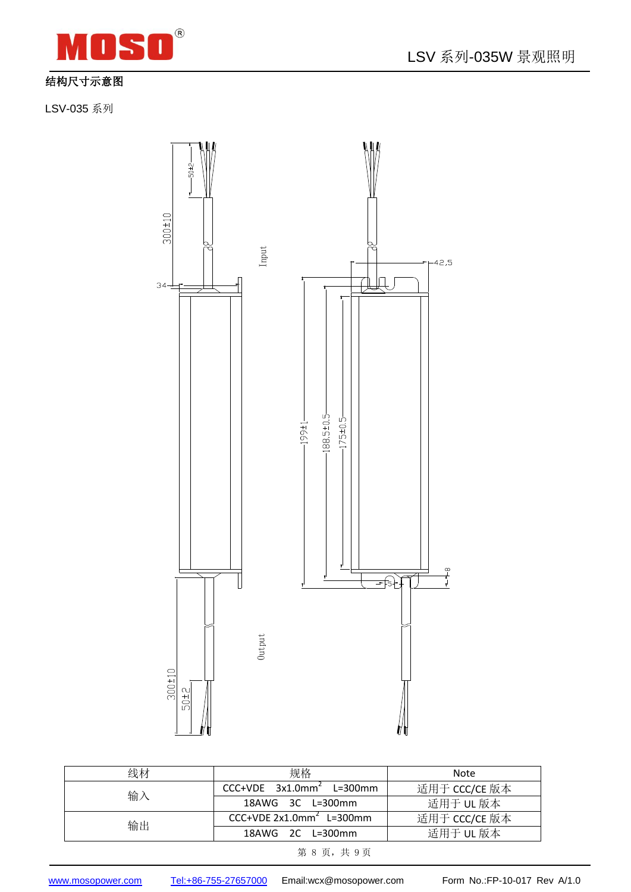## 结构尺寸示意图

LSV-035 系列

| 线材 | 规格 | Note |
| --- | --- | --- |
| 输入 | CCC+VDE　3x1.0mm$^2$　L=300mm | 适用于 CCC/CE 版本 |
|  | 18AWG　3C　L=300mm | 适用于 UL 版本 |
| 输出 | CCC+VDE 2x1.0mm$^2$　L=300mm | 适用于 CCC/CE 版本 |
|  | 18AWG　2C　L=300mm | 适用于 UL 版本 |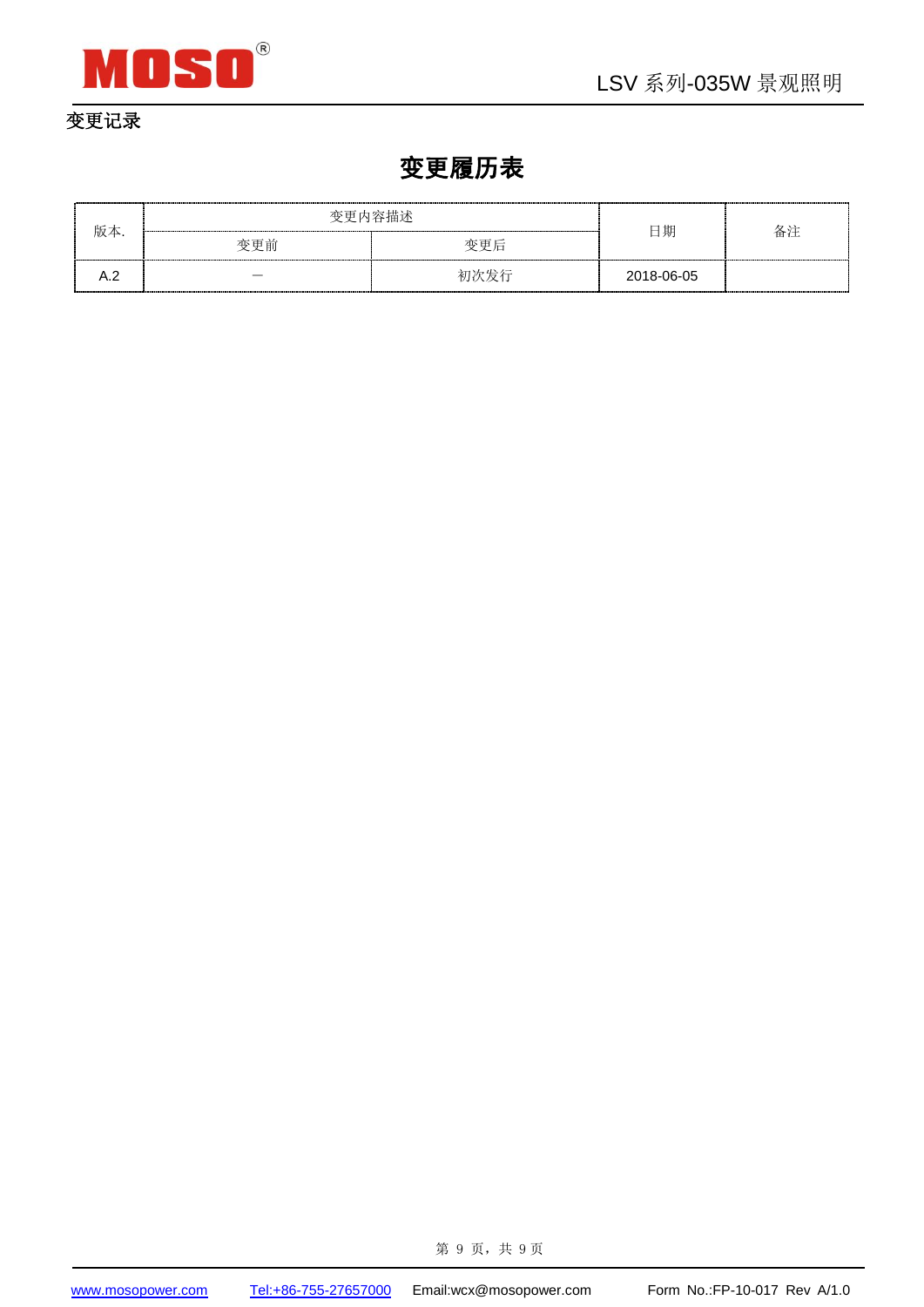## 变更记录

# 变更履历表

| 版本. | 变更内容描述 | | 日期 | 备注 |
|---|---|---|---|---|
| | 变更前 | 变更后 | | |
| A.2 | — | 初次发行 | 2018-06-05 | |